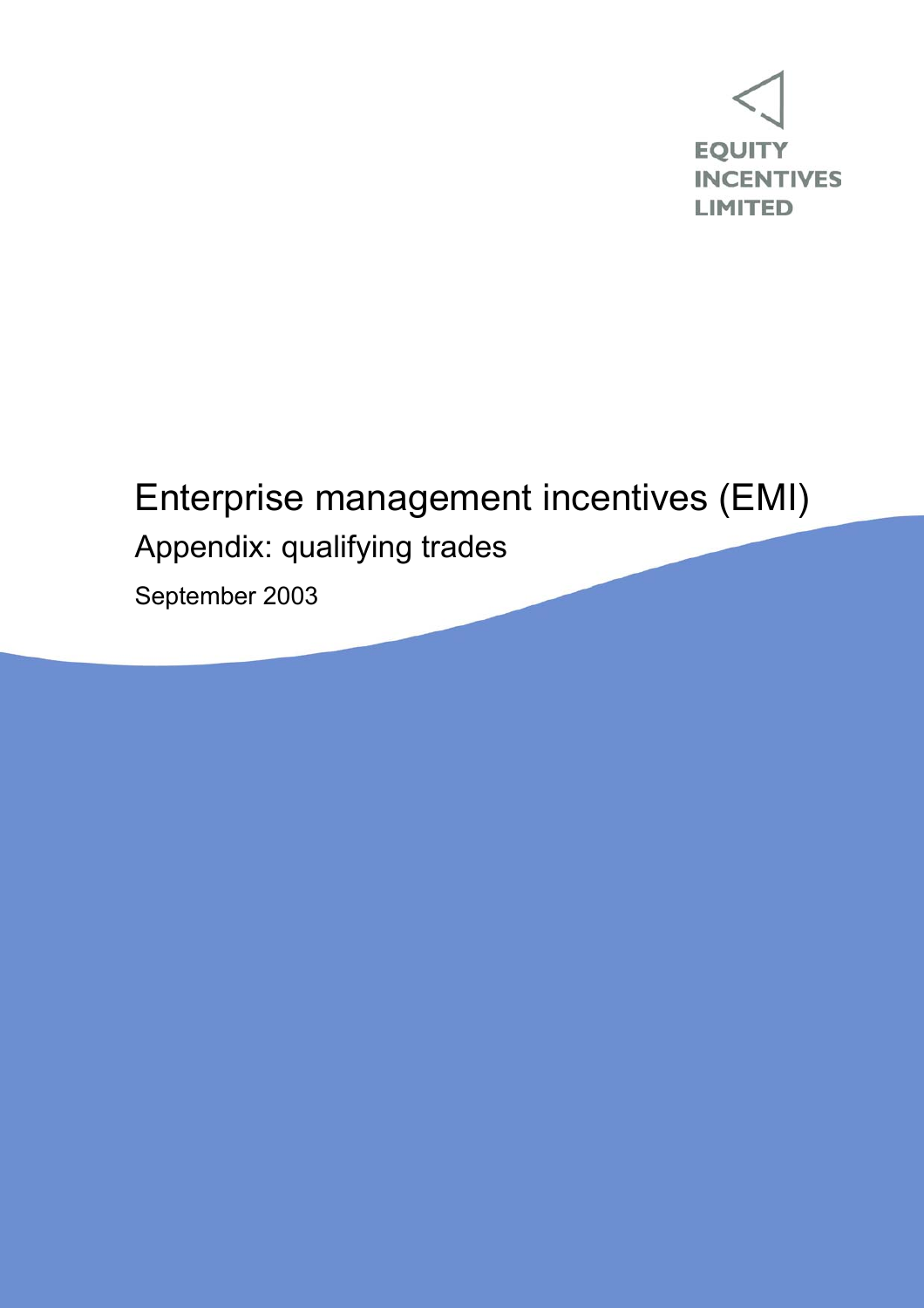EQUITY INCENTIVES LIMITED

# Enterprise management incentives (EMI)

## Appendix: qualifying trades

September 2003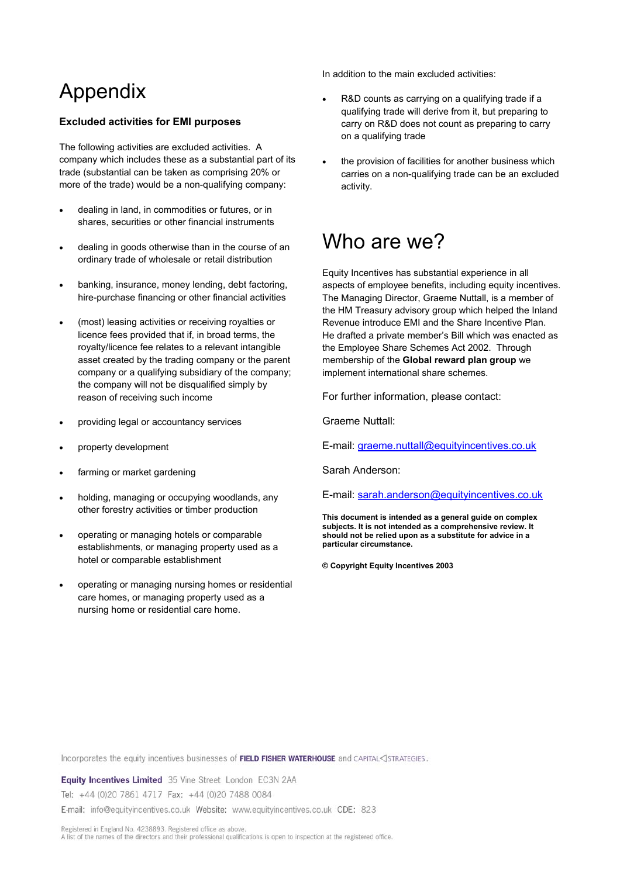# Appendix

### Excluded activities for EMI purposes

The following activities are excluded activities. A company which includes these as a substantial part of its trade (substantial can be taken as comprising 20% or more of the trade) would be a non-qualifying company:

- dealing in land, in commodities or futures, or in shares, securities or other financial instruments
- dealing in goods otherwise than in the course of an ordinary trade of wholesale or retail distribution
- banking, insurance, money lending, debt factoring, hire-purchase financing or other financial activities
- (most) leasing activities or receiving royalties or licence fees provided that if, in broad terms, the royalty/licence fee relates to a relevant intangible asset created by the trading company or the parent company or a qualifying subsidiary of the company; the company will not be disqualified simply by reason of receiving such income
- providing legal or accountancy services
- property development
- farming or market gardening
- holding, managing or occupying woodlands, any other forestry activities or timber production
- operating or managing hotels or comparable establishments, or managing property used as a hotel or comparable establishment
- operating or managing nursing homes or residential care homes, or managing property used as a nursing home or residential care home.

In addition to the main excluded activities:

- R&D counts as carrying on a qualifying trade if a qualifying trade will derive from it, but preparing to carry on R&D does not count as preparing to carry on a qualifying trade
- the provision of facilities for another business which carries on a non-qualifying trade can be an excluded activity.

# Who are we?

Equity Incentives has substantial experience in all aspects of employee benefits, including equity incentives. The Managing Director, Graeme Nuttall, is a member of the HM Treasury advisory group which helped the Inland Revenue introduce EMI and the Share Incentive Plan. He drafted a private member's Bill which was enacted as the Employee Share Schemes Act 2002. Through membership of the **Global reward plan group** we implement international share schemes.

For further information, please contact:

Graeme Nuttall:

E-mail: graeme.nuttall@equityincentives.co.uk

Sarah Anderson:

E-mail: sarah.anderson@equityincentives.co.uk

**This document is intended as a general guide on complex subjects. It is not intended as a comprehensive review. It should not be relied upon as a substitute for advice in a particular circumstance.**

**© Copyright Equity Incentives 2003**

Incorporates the equity incentives businesses of **FIELD FISHER WATERHOUSE** and CAPITAL STRATEGIES.

**Equity Incentives Limited** 35 Vine Street London EC3N 2AA

Tel: +44 (0)20 7861 4717 Fax: +44 (0)20 7488 0084

E-mail: info@equityincentives.co.uk Website: www.equityincentives.co.uk CDE: 823

Registered in England No. 4238893. Registered office as above.
A list of the names of the directors and their professional qualifications is open to inspection at the registered office.